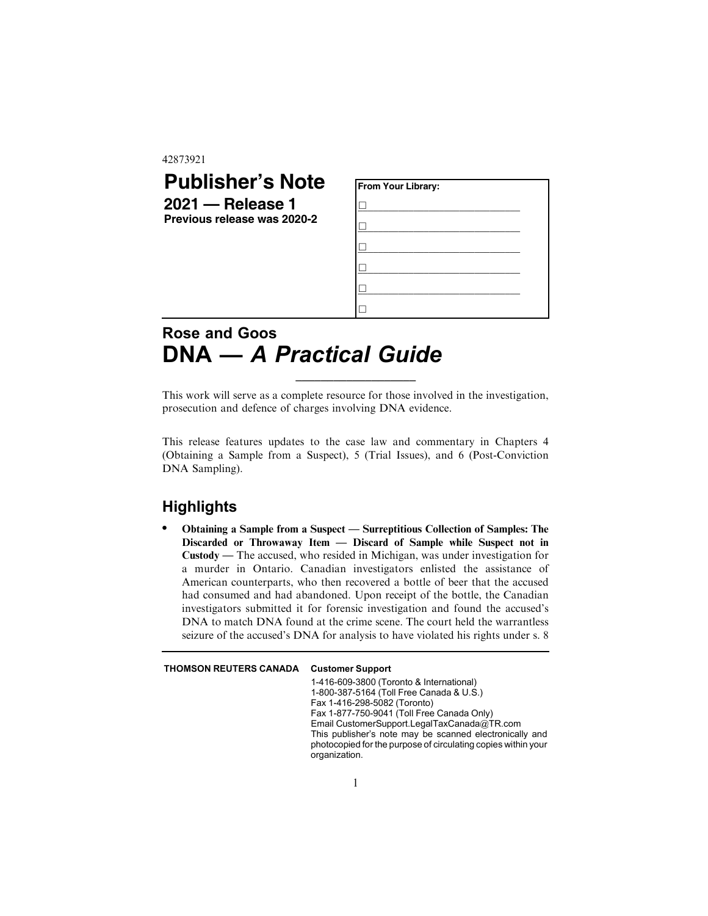42873921

# Publisher's Note

## 2021 — Release 1

**Previous release was 2020-2**

**From Your Library:**

- ☐ \_\_\_\_\_\_\_\_\_\_\_\_\_\_\_\_\_\_\_\_\_\_\_\_\_\_\_\_
- ☐ \_\_\_\_\_\_\_\_\_\_\_\_\_\_\_\_\_\_\_\_\_\_\_\_\_\_\_\_
- ☐ \_\_\_\_\_\_\_\_\_\_\_\_\_\_\_\_\_\_\_\_\_\_\_\_\_\_\_\_
- ☐ \_\_\_\_\_\_\_\_\_\_\_\_\_\_\_\_\_\_\_\_\_\_\_\_\_\_\_\_
- ☐ \_\_\_\_\_\_\_\_\_\_\_\_\_\_\_\_\_\_\_\_\_\_\_\_\_\_\_\_
- ☐

## Rose and Goos

# DNA — *A Practical Guide*

This work will serve as a complete resource for those involved in the investigation, prosecution and defence of charges involving DNA evidence.

This release features updates to the case law and commentary in Chapters 4 (Obtaining a Sample from a Suspect), 5 (Trial Issues), and 6 (Post-Conviction DNA Sampling).

## Highlights

- **Obtaining a Sample from a Suspect — Surreptitious Collection of Samples: The Discarded or Throwaway Item — Discard of Sample while Suspect not in Custody** — The accused, who resided in Michigan, was under investigation for a murder in Ontario. Canadian investigators enlisted the assistance of American counterparts, who then recovered a bottle of beer that the accused had consumed and had abandoned. Upon receipt of the bottle, the Canadian investigators submitted it for forensic investigation and found the accused's DNA to match DNA found at the crime scene. The court held the warrantless seizure of the accused's DNA for analysis to have violated his rights under s. 8

---

**THOMSON REUTERS CANADA**

**Customer Support**

1-416-609-3800 (Toronto & International)
1-800-387-5164 (Toll Free Canada & U.S.)
Fax 1-416-298-5082 (Toronto)
Fax 1-877-750-9041 (Toll Free Canada Only)
Email CustomerSupport.LegalTaxCanada@TR.com
This publisher's note may be scanned electronically and photocopied for the purpose of circulating copies within your organization.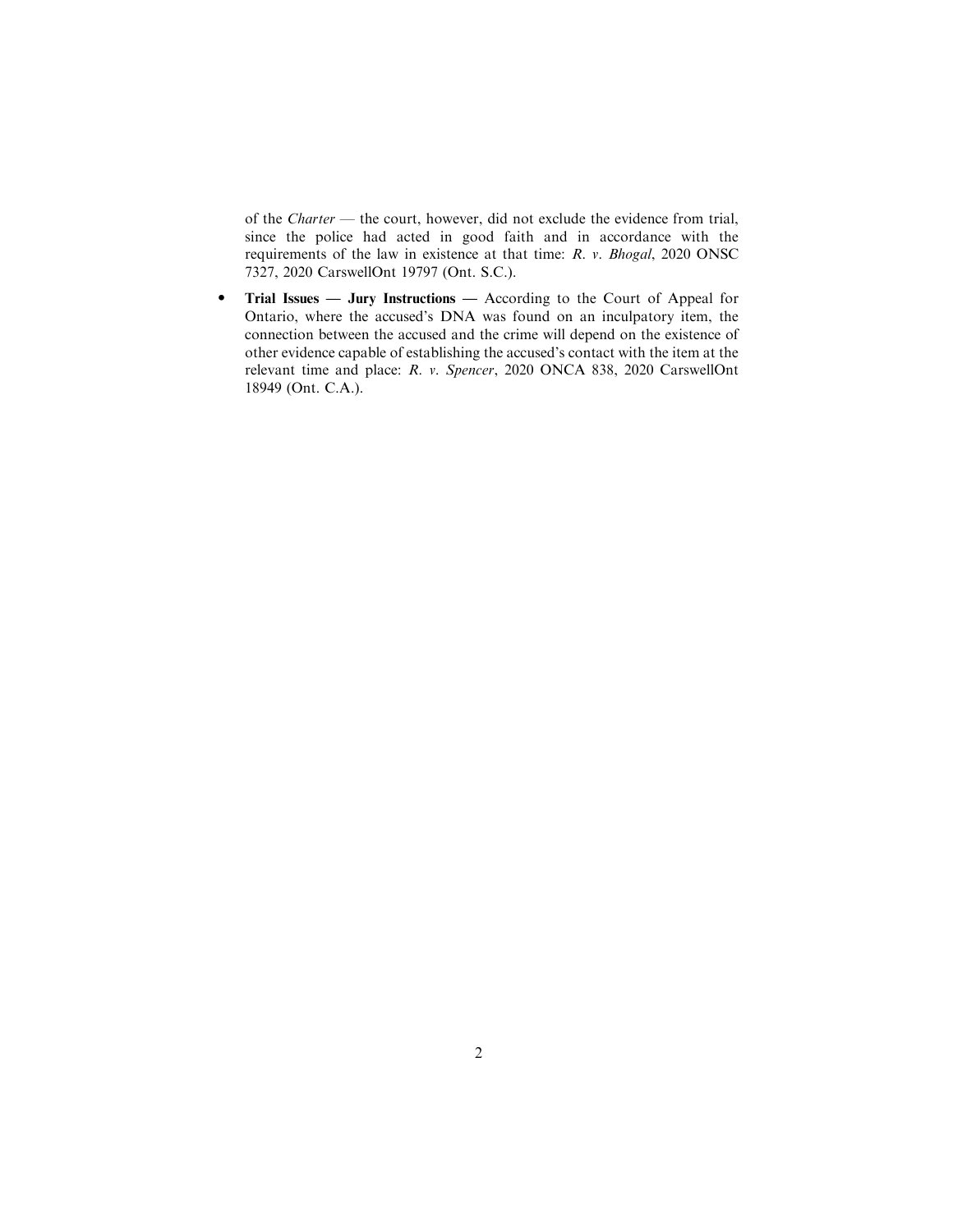of the *Charter* — the court, however, did not exclude the evidence from trial, since the police had acted in good faith and in accordance with the requirements of the law in existence at that time: *R. v. Bhogal*, 2020 ONSC 7327, 2020 CarswellOnt 19797 (Ont. S.C.).

- **Trial Issues — Jury Instructions —** According to the Court of Appeal for Ontario, where the accused's DNA was found on an inculpatory item, the connection between the accused and the crime will depend on the existence of other evidence capable of establishing the accused's contact with the item at the relevant time and place: *R. v. Spencer*, 2020 ONCA 838, 2020 CarswellOnt 18949 (Ont. C.A.).